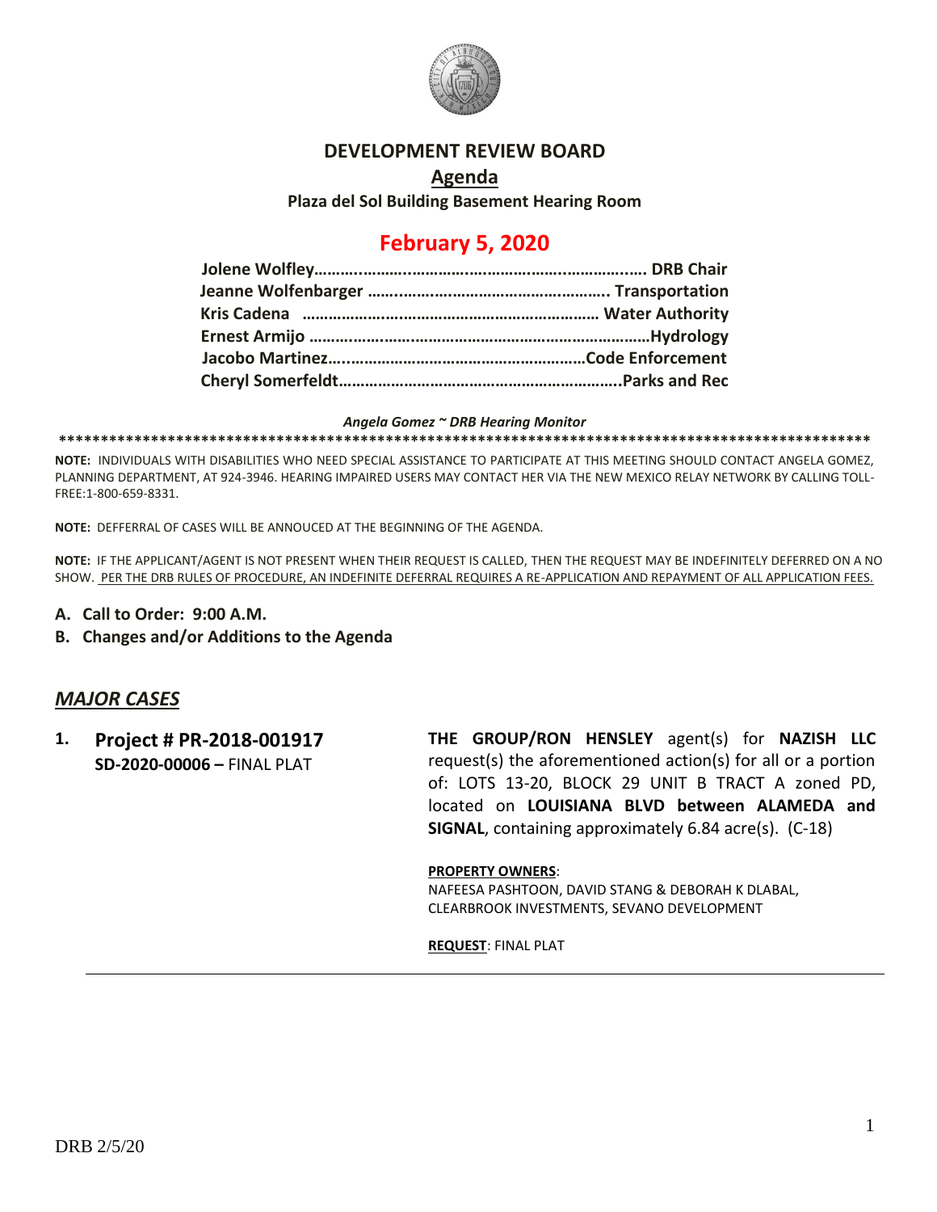# DEVELOPMENT REVIEW BOARD

## Agenda

**Plaza del Sol Building Basement Hearing Room**

## February 5, 2020

**Jolene Wolfley……………………………………………………………… DRB Chair**
**Jeanne Wolfenbarger ……………………………………………… Transportation**
**Kris Cadena …………………………………………………………… Water Authority**
**Ernest Armijo ………………………………………………………………Hydrology**
**Jacobo Martinez………………………………………………………Code Enforcement**
**Cheryl Somerfeldt…………………………………………………………..Parks and Rec**

***Angela Gomez ~ DRB Hearing Monitor***

****************************************************************************************************

**NOTE:** INDIVIDUALS WITH DISABILITIES WHO NEED SPECIAL ASSISTANCE TO PARTICIPATE AT THIS MEETING SHOULD CONTACT ANGELA GOMEZ, PLANNING DEPARTMENT, AT 924-3946. HEARING IMPAIRED USERS MAY CONTACT HER VIA THE NEW MEXICO RELAY NETWORK BY CALLING TOLL-FREE:1-800-659-8331.

**NOTE:** DEFFERRAL OF CASES WILL BE ANNOUCED AT THE BEGINNING OF THE AGENDA.

**NOTE:** IF THE APPLICANT/AGENT IS NOT PRESENT WHEN THEIR REQUEST IS CALLED, THEN THE REQUEST MAY BE INDEFINITELY DEFERRED ON A NO SHOW. PER THE DRB RULES OF PROCEDURE, AN INDEFINITE DEFERRAL REQUIRES A RE-APPLICATION AND REPAYMENT OF ALL APPLICATION FEES.

**A. Call to Order: 9:00 A.M.**

**B. Changes and/or Additions to the Agenda**

## *MAJOR CASES*

**1. Project # PR-2018-001917**
**SD-2020-00006 –** FINAL PLAT

**THE GROUP/RON HENSLEY** agent(s) for **NAZISH LLC** request(s) the aforementioned action(s) for all or a portion of: LOTS 13-20, BLOCK 29 UNIT B TRACT A zoned PD, located on **LOUISIANA BLVD between ALAMEDA and SIGNAL**, containing approximately 6.84 acre(s). (C-18)

**PROPERTY OWNERS**:
NAFEESA PASHTOON, DAVID STANG & DEBORAH K DLABAL, CLEARBROOK INVESTMENTS, SEVANO DEVELOPMENT

**REQUEST**: FINAL PLAT

DRB 2/5/20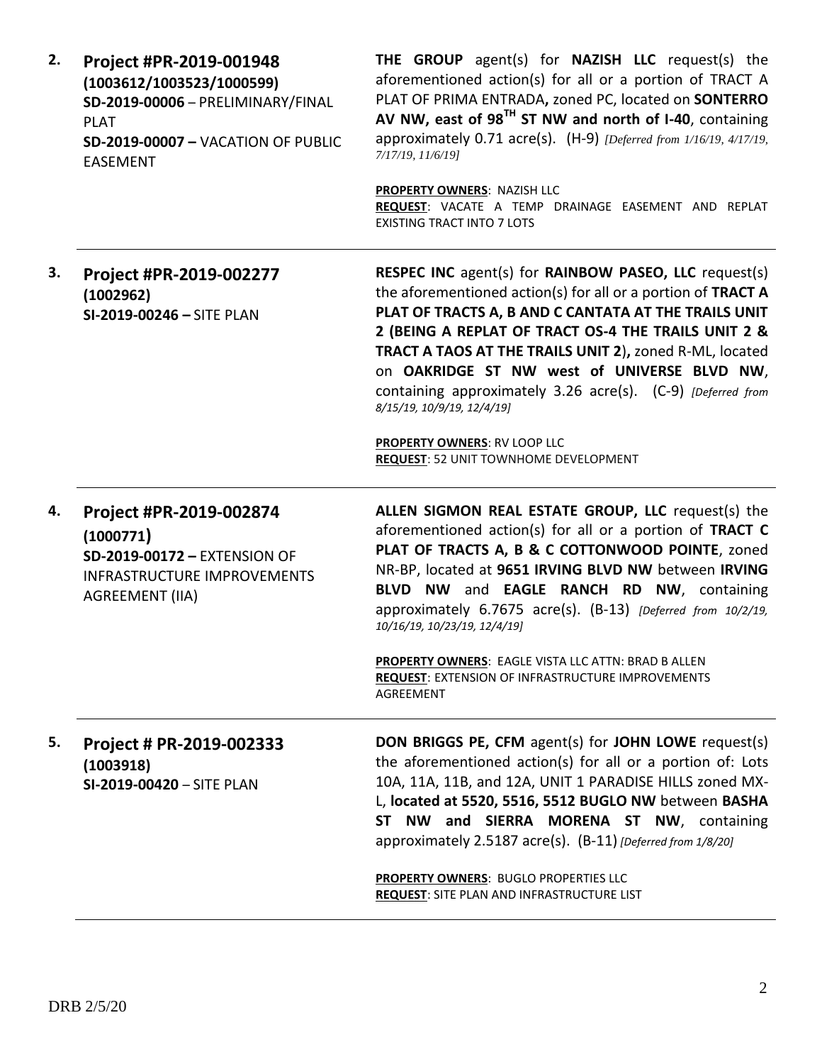**2.** **Project #PR-2019-001948 (1003612/1003523/1000599)**
**SD-2019-00006** – PRELIMINARY/FINAL PLAT
**SD-2019-00007 –** VACATION OF PUBLIC EASEMENT

**THE GROUP** agent(s) for **NAZISH LLC** request(s) the aforementioned action(s) for all or a portion of TRACT A PLAT OF PRIMA ENTRADA**,** zoned PC, located on **SONTERRO AV NW, east of 98TH ST NW and north of I-40**, containing approximately 0.71 acre(s). (H-9) *[Deferred from 1/16/19, 4/17/19, 7/17/19, 11/6/19]*

**PROPERTY OWNERS**: NAZISH LLC
**REQUEST**: VACATE A TEMP DRAINAGE EASEMENT AND REPLAT EXISTING TRACT INTO 7 LOTS

---

**3.** **Project #PR-2019-002277 (1002962)**
**SI-2019-00246 –** SITE PLAN

**RESPEC INC** agent(s) for **RAINBOW PASEO, LLC** request(s) the aforementioned action(s) for all or a portion of **TRACT A PLAT OF TRACTS A, B AND C CANTATA AT THE TRAILS UNIT 2 (BEING A REPLAT OF TRACT OS-4 THE TRAILS UNIT 2 & TRACT A TAOS AT THE TRAILS UNIT 2**)**,** zoned R-ML, located on **OAKRIDGE ST NW west of UNIVERSE BLVD NW**, containing approximately 3.26 acre(s). (C-9) *[Deferred from 8/15/19, 10/9/19, 12/4/19]*

**PROPERTY OWNERS**: RV LOOP LLC
**REQUEST**: 52 UNIT TOWNHOME DEVELOPMENT

---

**4.** **Project #PR-2019-002874 (1000771)**
**SD-2019-00172 –** EXTENSION OF INFRASTRUCTURE IMPROVEMENTS AGREEMENT (IIA)

**ALLEN SIGMON REAL ESTATE GROUP, LLC** request(s) the aforementioned action(s) for all or a portion of **TRACT C PLAT OF TRACTS A, B & C COTTONWOOD POINTE**, zoned NR-BP, located at **9651 IRVING BLVD NW** between **IRVING BLVD NW** and **EAGLE RANCH RD NW**, containing approximately 6.7675 acre(s). (B-13) *[Deferred from 10/2/19, 10/16/19, 10/23/19, 12/4/19]*

**PROPERTY OWNERS**: EAGLE VISTA LLC ATTN: BRAD B ALLEN
**REQUEST**: EXTENSION OF INFRASTRUCTURE IMPROVEMENTS AGREEMENT

---

**5.** **Project # PR-2019-002333 (1003918)**
**SI-2019-00420** – SITE PLAN

**DON BRIGGS PE, CFM** agent(s) for **JOHN LOWE** request(s) the aforementioned action(s) for all or a portion of: Lots 10A, 11A, 11B, and 12A, UNIT 1 PARADISE HILLS zoned MX-L, **located at 5520, 5516, 5512 BUGLO NW** between **BASHA ST NW and SIERRA MORENA ST NW**, containing approximately 2.5187 acre(s). (B-11) *[Deferred from 1/8/20]*

**PROPERTY OWNERS**: BUGLO PROPERTIES LLC
**REQUEST**: SITE PLAN AND INFRASTRUCTURE LIST

---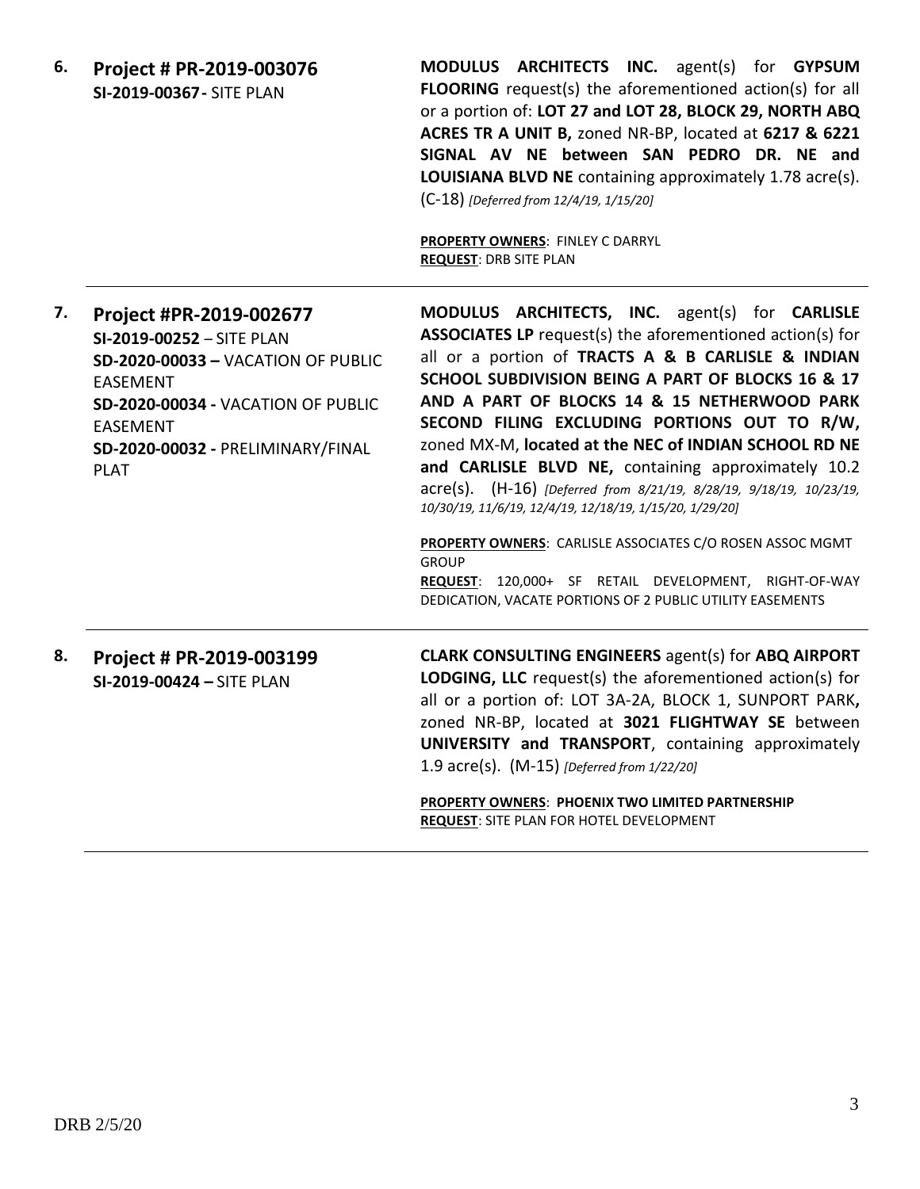6. **Project # PR-2019-003076**
**SI-2019-00367 -** SITE PLAN

**MODULUS ARCHITECTS INC.** agent(s) for **GYPSUM FLOORING** request(s) the aforementioned action(s) for all or a portion of: **LOT 27 and LOT 28, BLOCK 29, NORTH ABQ ACRES TR A UNIT B,** zoned NR-BP, located at **6217 & 6221 SIGNAL AV NE between SAN PEDRO DR. NE and LOUISIANA BLVD NE** containing approximately 1.78 acre(s). (C-18) *[Deferred from 12/4/19, 1/15/20]*

**PROPERTY OWNERS**: FINLEY C DARRYL
**REQUEST**: DRB SITE PLAN

---

7. **Project #PR-2019-002677**
**SI-2019-00252** – SITE PLAN
**SD-2020-00033 –** VACATION OF PUBLIC EASEMENT
**SD-2020-00034 -** VACATION OF PUBLIC EASEMENT
**SD-2020-00032 -** PRELIMINARY/FINAL PLAT

**MODULUS ARCHITECTS, INC.** agent(s) for **CARLISLE ASSOCIATES LP** request(s) the aforementioned action(s) for all or a portion of **TRACTS A & B CARLISLE & INDIAN SCHOOL SUBDIVISION BEING A PART OF BLOCKS 16 & 17 AND A PART OF BLOCKS 14 & 15 NETHERWOOD PARK SECOND FILING EXCLUDING PORTIONS OUT TO R/W,** zoned MX-M, **located at the NEC of INDIAN SCHOOL RD NE and CARLISLE BLVD NE,** containing approximately 10.2 acre(s). (H-16) *[Deferred from 8/21/19, 8/28/19, 9/18/19, 10/23/19, 10/30/19, 11/6/19, 12/4/19, 12/18/19, 1/15/20, 1/29/20]*

**PROPERTY OWNERS**: CARLISLE ASSOCIATES C/O ROSEN ASSOC MGMT GROUP
**REQUEST**: 120,000+ SF RETAIL DEVELOPMENT, RIGHT-OF-WAY DEDICATION, VACATE PORTIONS OF 2 PUBLIC UTILITY EASEMENTS

---

8. **Project # PR-2019-003199**
**SI-2019-00424 –** SITE PLAN

**CLARK CONSULTING ENGINEERS** agent(s) for **ABQ AIRPORT LODGING, LLC** request(s) the aforementioned action(s) for all or a portion of: LOT 3A-2A, BLOCK 1, SUNPORT PARK**,** zoned NR-BP, located at **3021 FLIGHTWAY SE** between **UNIVERSITY and TRANSPORT**, containing approximately 1.9 acre(s). (M-15) *[Deferred from 1/22/20]*

**PROPERTY OWNERS**: **PHOENIX TWO LIMITED PARTNERSHIP**
**REQUEST**: SITE PLAN FOR HOTEL DEVELOPMENT

---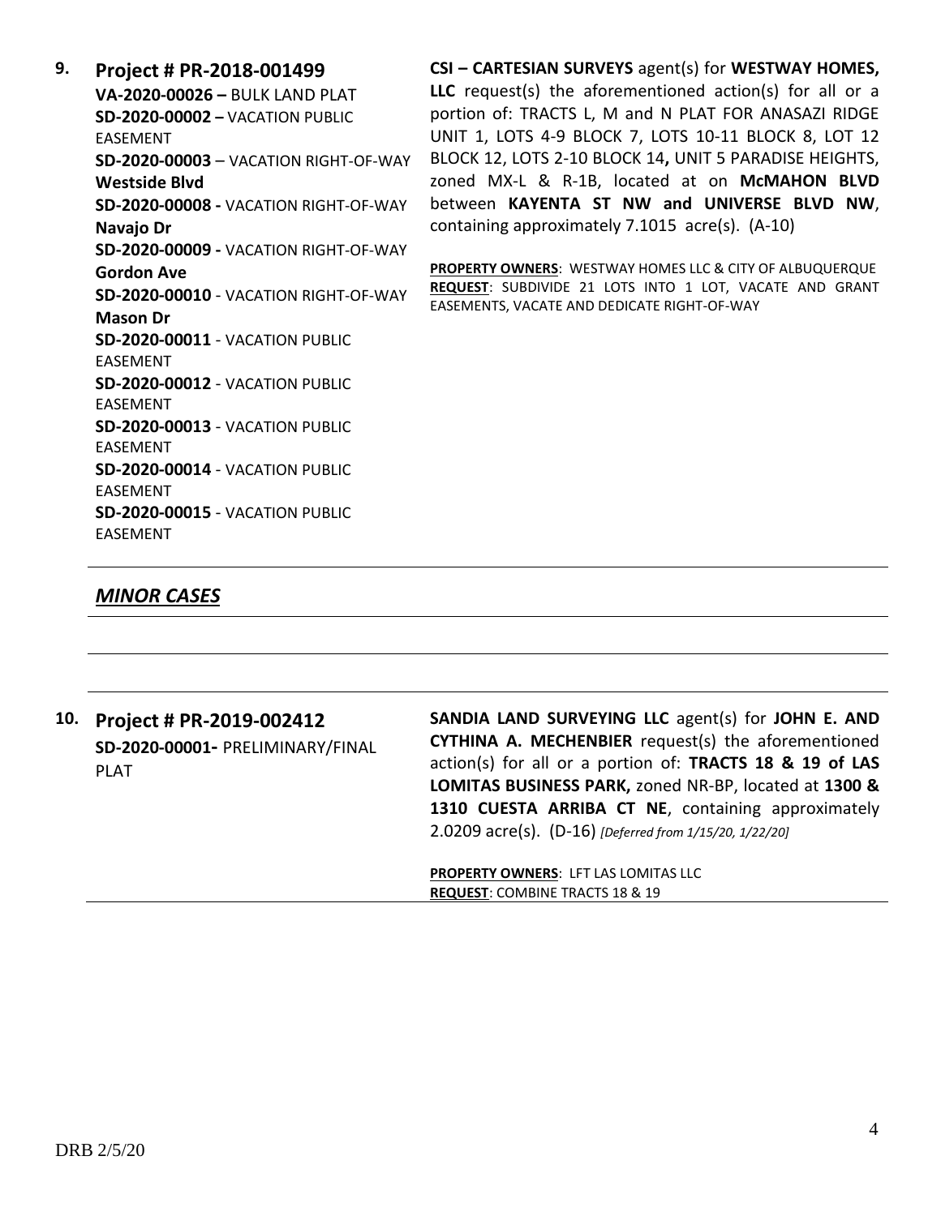**9. Project # PR-2018-001499**

**VA-2020-00026 –** BULK LAND PLAT
**SD-2020-00002 –** VACATION PUBLIC EASEMENT
**SD-2020-00003** – VACATION RIGHT-OF-WAY **Westside Blvd**
**SD-2020-00008 -** VACATION RIGHT-OF-WAY **Navajo Dr**
**SD-2020-00009 -** VACATION RIGHT-OF-WAY **Gordon Ave**
**SD-2020-00010** - VACATION RIGHT-OF-WAY **Mason Dr**
**SD-2020-00011** - VACATION PUBLIC EASEMENT
**SD-2020-00012** - VACATION PUBLIC EASEMENT
**SD-2020-00013** - VACATION PUBLIC EASEMENT
**SD-2020-00014** - VACATION PUBLIC EASEMENT
**SD-2020-00015** - VACATION PUBLIC EASEMENT

**CSI – CARTESIAN SURVEYS** agent(s) for **WESTWAY HOMES, LLC** request(s) the aforementioned action(s) for all or a portion of: TRACTS L, M and N PLAT FOR ANASAZI RIDGE UNIT 1, LOTS 4-9 BLOCK 7, LOTS 10-11 BLOCK 8, LOT 12 BLOCK 12, LOTS 2-10 BLOCK 14**,** UNIT 5 PARADISE HEIGHTS, zoned MX-L & R-1B, located at on **McMAHON BLVD** between **KAYENTA ST NW and UNIVERSE BLVD NW**, containing approximately 7.1015 acre(s). (A-10)

**PROPERTY OWNERS**: WESTWAY HOMES LLC & CITY OF ALBUQUERQUE
**REQUEST**: SUBDIVIDE 21 LOTS INTO 1 LOT, VACATE AND GRANT EASEMENTS, VACATE AND DEDICATE RIGHT-OF-WAY

## ***MINOR CASES***

**10. Project # PR-2019-002412**

**SD-2020-00001-** PRELIMINARY/FINAL PLAT

**SANDIA LAND SURVEYING LLC** agent(s) for **JOHN E. AND CYTHINA A. MECHENBIER** request(s) the aforementioned action(s) for all or a portion of: **TRACTS 18 & 19 of LAS LOMITAS BUSINESS PARK,** zoned NR-BP, located at **1300 & 1310 CUESTA ARRIBA CT NE**, containing approximately 2.0209 acre(s). (D-16) *[Deferred from 1/15/20, 1/22/20]*

**PROPERTY OWNERS**: LFT LAS LOMITAS LLC
**REQUEST**: COMBINE TRACTS 18 & 19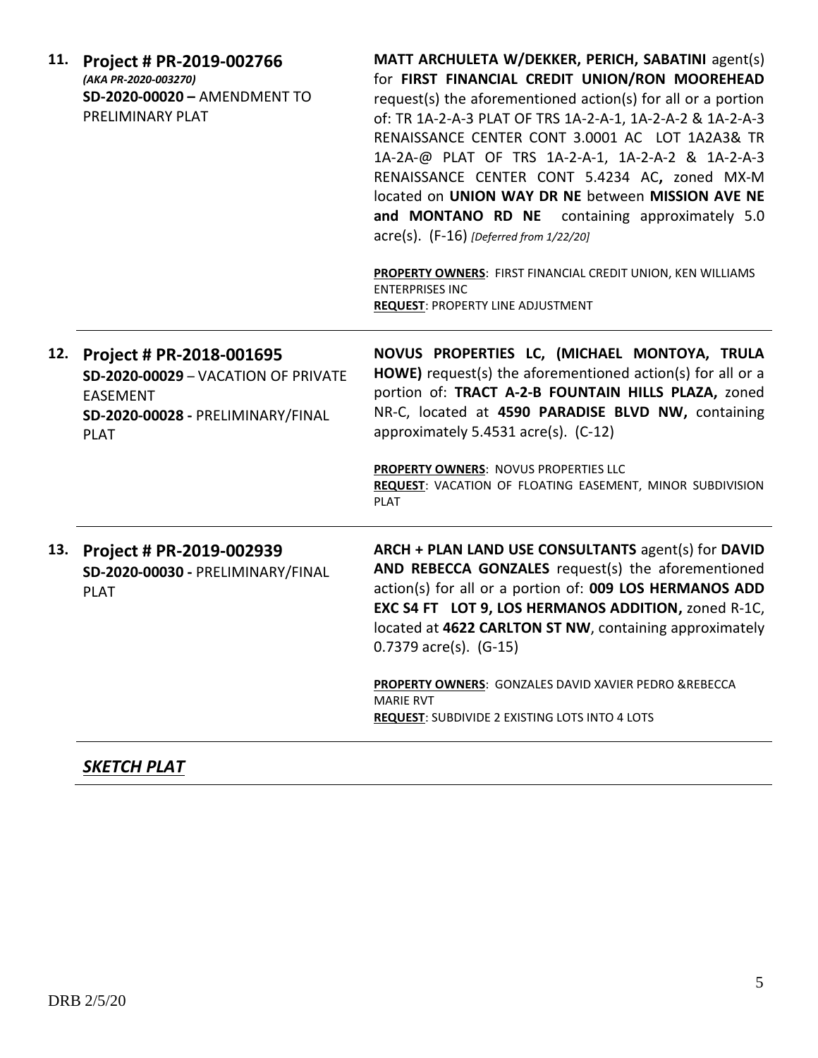**11. Project # PR-2019-002766**
*(AKA PR-2020-003270)*
**SD-2020-00020 –** AMENDMENT TO PRELIMINARY PLAT

**MATT ARCHULETA W/DEKKER, PERICH, SABATINI** agent(s) for **FIRST FINANCIAL CREDIT UNION/RON MOOREHEAD** request(s) the aforementioned action(s) for all or a portion of: TR 1A-2-A-3 PLAT OF TRS 1A-2-A-1, 1A-2-A-2 & 1A-2-A-3 RENAISSANCE CENTER CONT 3.0001 AC LOT 1A2A3& TR 1A-2A-@ PLAT OF TRS 1A-2-A-1, 1A-2-A-2 & 1A-2-A-3 RENAISSANCE CENTER CONT 5.4234 AC**,** zoned MX-M located on **UNION WAY DR NE** between **MISSION AVE NE and MONTANO RD NE** containing approximately 5.0 acre(s). (F-16) *[Deferred from 1/22/20]*

**PROPERTY OWNERS**: FIRST FINANCIAL CREDIT UNION, KEN WILLIAMS ENTERPRISES INC
**REQUEST**: PROPERTY LINE ADJUSTMENT

---

**12. Project # PR-2018-001695**
**SD-2020-00029** – VACATION OF PRIVATE EASEMENT
**SD-2020-00028 -** PRELIMINARY/FINAL PLAT

**NOVUS PROPERTIES LC, (MICHAEL MONTOYA, TRULA HOWE)** request(s) the aforementioned action(s) for all or a portion of: **TRACT A-2-B FOUNTAIN HILLS PLAZA,** zoned NR-C, located at **4590 PARADISE BLVD NW,** containing approximately 5.4531 acre(s). (C-12)

**PROPERTY OWNERS**: NOVUS PROPERTIES LLC
**REQUEST**: VACATION OF FLOATING EASEMENT, MINOR SUBDIVISION PLAT

---

**13. Project # PR-2019-002939**
**SD-2020-00030 -** PRELIMINARY/FINAL PLAT

**ARCH + PLAN LAND USE CONSULTANTS** agent(s) for **DAVID AND REBECCA GONZALES** request(s) the aforementioned action(s) for all or a portion of: **009 LOS HERMANOS ADD EXC S4 FT LOT 9, LOS HERMANOS ADDITION,** zoned R-1C, located at **4622 CARLTON ST NW**, containing approximately 0.7379 acre(s). (G-15)

**PROPERTY OWNERS**: GONZALES DAVID XAVIER PEDRO &REBECCA MARIE RVT
**REQUEST**: SUBDIVIDE 2 EXISTING LOTS INTO 4 LOTS

---

***SKETCH PLAT***

---

DRB 2/5/20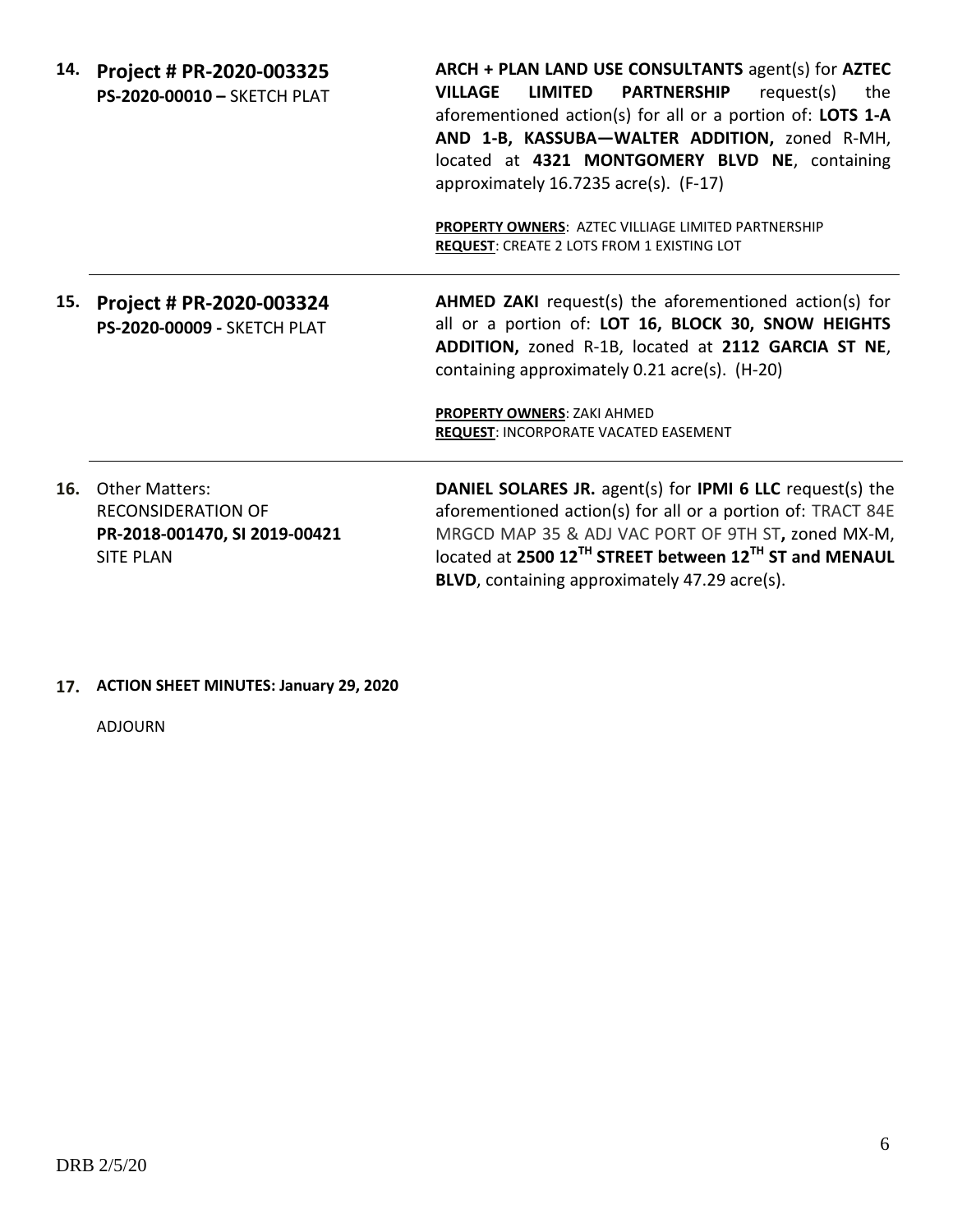| | | |
|---|---|---|
| **14.** | **Project # PR-2020-003325**<br>**PS-2020-00010 –** SKETCH PLAT | **ARCH + PLAN LAND USE CONSULTANTS** agent(s) for **AZTEC VILLAGE LIMITED PARTNERSHIP** request(s) the aforementioned action(s) for all or a portion of: **LOTS 1-A AND 1-B, KASSUBA—WALTER ADDITION,** zoned R-MH, located at **4321 MONTGOMERY BLVD NE**, containing approximately 16.7235 acre(s). (F-17)<br><br>**PROPERTY OWNERS**: AZTEC VILLIAGE LIMITED PARTNERSHIP<br>**REQUEST**: CREATE 2 LOTS FROM 1 EXISTING LOT |
| **15.** | **Project # PR-2020-003324**<br>**PS-2020-00009 -** SKETCH PLAT | **AHMED ZAKI** request(s) the aforementioned action(s) for all or a portion of: **LOT 16, BLOCK 30, SNOW HEIGHTS ADDITION,** zoned R-1B, located at **2112 GARCIA ST NE**, containing approximately 0.21 acre(s). (H-20)<br><br>**PROPERTY OWNERS**: ZAKI AHMED<br>**REQUEST**: INCORPORATE VACATED EASEMENT |
| **16.** | Other Matters:<br>RECONSIDERATION OF<br>**PR-2018-001470, SI 2019-00421**<br>SITE PLAN | **DANIEL SOLARES JR.** agent(s) for **IPMI 6 LLC** request(s) the aforementioned action(s) for all or a portion of: TRACT 84E MRGCD MAP 35 & ADJ VAC PORT OF 9TH ST**,** zoned MX-M, located at **2500 12TH STREET between 12TH ST and MENAUL BLVD**, containing approximately 47.29 acre(s). |

**17. ACTION SHEET MINUTES: January 29, 2020**

ADJOURN

DRB 2/5/20